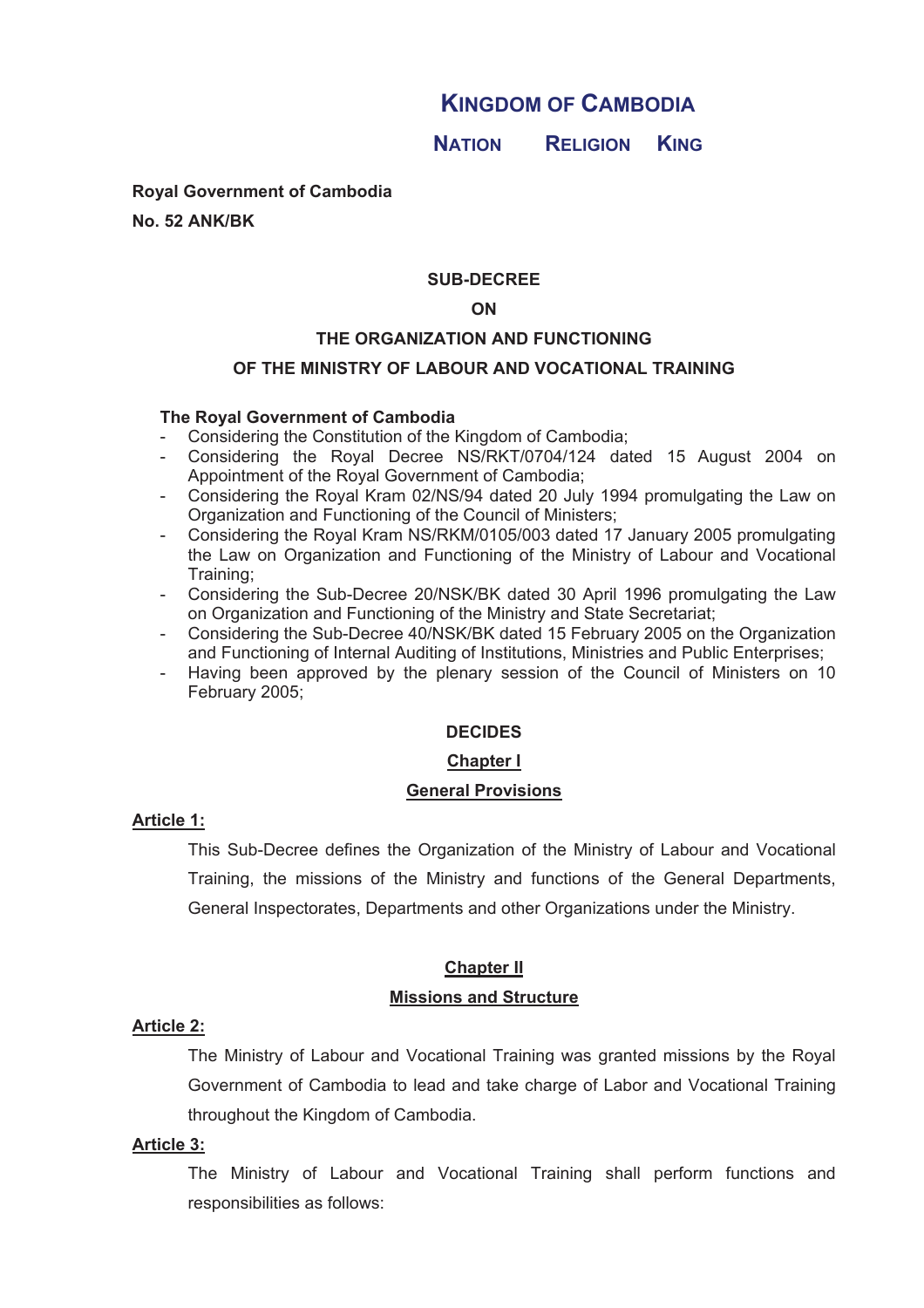# KINGDOM OF CAMBODIA

## NATION RELIGION KING

**Royal Government of Cambodia**

**No. 52 ANK/BK**

## SUB-DECREE

## ON

## THE ORGANIZATION AND FUNCTIONING

## OF THE MINISTRY OF LABOUR AND VOCATIONAL TRAINING

**The Royal Government of Cambodia**

- Considering the Constitution of the Kingdom of Cambodia;
- Considering the Royal Decree NS/RKT/0704/124 dated 15 August 2004 on Appointment of the Royal Government of Cambodia;
- Considering the Royal Kram 02/NS/94 dated 20 July 1994 promulgating the Law on Organization and Functioning of the Council of Ministers;
- Considering the Royal Kram NS/RKM/0105/003 dated 17 January 2005 promulgating the Law on Organization and Functioning of the Ministry of Labour and Vocational Training;
- Considering the Sub-Decree 20/NSK/BK dated 30 April 1996 promulgating the Law on Organization and Functioning of the Ministry and State Secretariat;
- Considering the Sub-Decree 40/NSK/BK dated 15 February 2005 on the Organization and Functioning of Internal Auditing of Institutions, Ministries and Public Enterprises;
- Having been approved by the plenary session of the Council of Ministers on 10 February 2005;

## DECIDES

## Chapter I

## General Provisions

**Article 1:**

This Sub-Decree defines the Organization of the Ministry of Labour and Vocational Training, the missions of the Ministry and functions of the General Departments, General Inspectorates, Departments and other Organizations under the Ministry.

## Chapter II

## Missions and Structure

**Article 2:**

The Ministry of Labour and Vocational Training was granted missions by the Royal Government of Cambodia to lead and take charge of Labor and Vocational Training throughout the Kingdom of Cambodia.

**Article 3:**

The Ministry of Labour and Vocational Training shall perform functions and responsibilities as follows: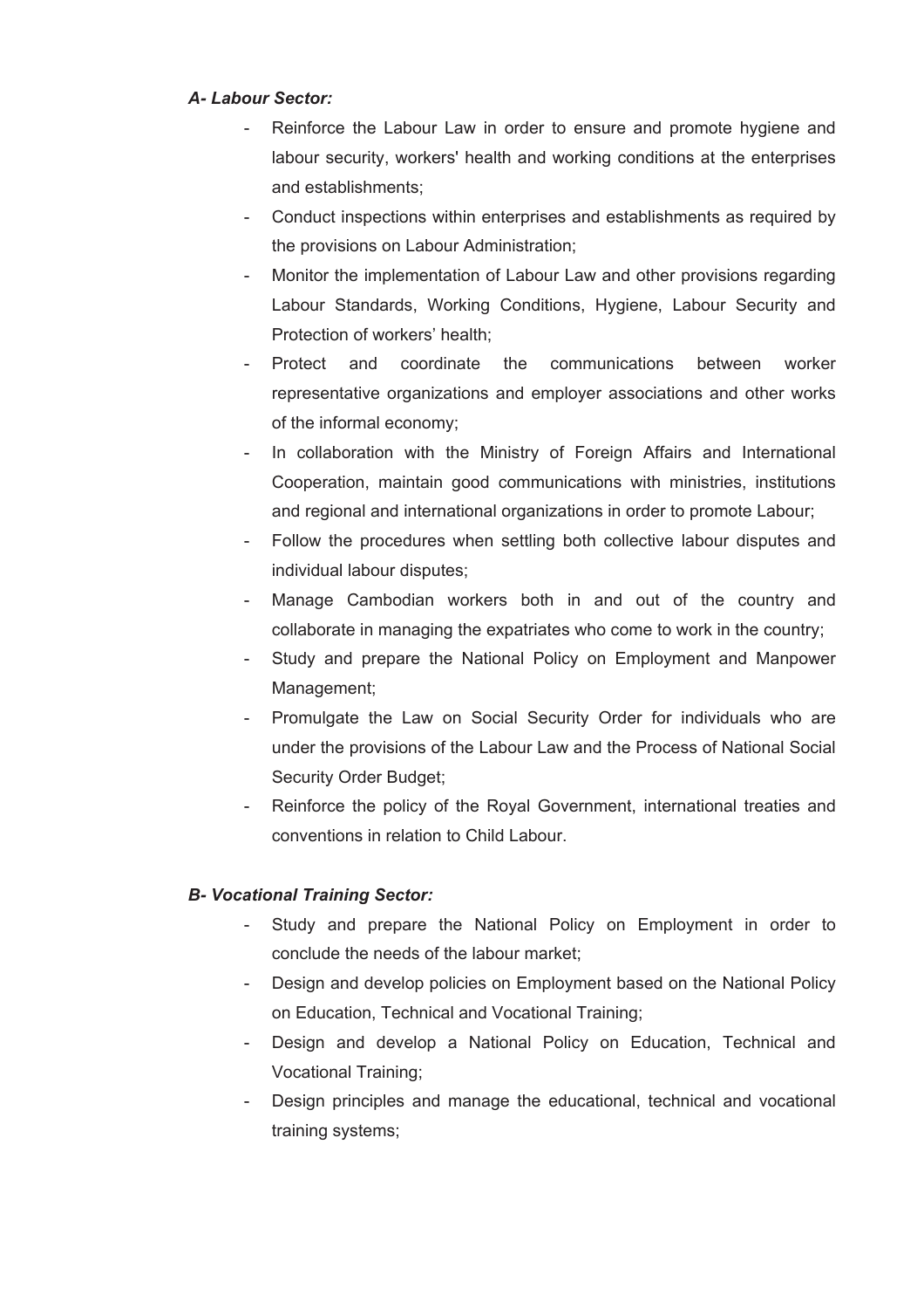***A- Labour Sector:***

- Reinforce the Labour Law in order to ensure and promote hygiene and labour security, workers' health and working conditions at the enterprises and establishments;
- Conduct inspections within enterprises and establishments as required by the provisions on Labour Administration;
- Monitor the implementation of Labour Law and other provisions regarding Labour Standards, Working Conditions, Hygiene, Labour Security and Protection of workers' health;
- Protect and coordinate the communications between worker representative organizations and employer associations and other works of the informal economy;
- In collaboration with the Ministry of Foreign Affairs and International Cooperation, maintain good communications with ministries, institutions and regional and international organizations in order to promote Labour;
- Follow the procedures when settling both collective labour disputes and individual labour disputes;
- Manage Cambodian workers both in and out of the country and collaborate in managing the expatriates who come to work in the country;
- Study and prepare the National Policy on Employment and Manpower Management;
- Promulgate the Law on Social Security Order for individuals who are under the provisions of the Labour Law and the Process of National Social Security Order Budget;
- Reinforce the policy of the Royal Government, international treaties and conventions in relation to Child Labour.

***B- Vocational Training Sector:***

- Study and prepare the National Policy on Employment in order to conclude the needs of the labour market;
- Design and develop policies on Employment based on the National Policy on Education, Technical and Vocational Training;
- Design and develop a National Policy on Education, Technical and Vocational Training;
- Design principles and manage the educational, technical and vocational training systems;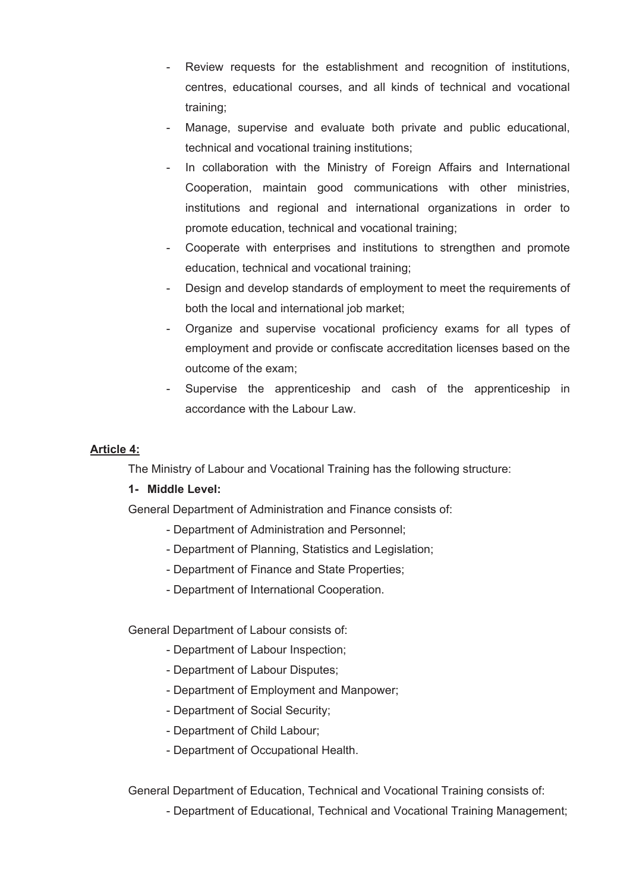- Review requests for the establishment and recognition of institutions, centres, educational courses, and all kinds of technical and vocational training;
- Manage, supervise and evaluate both private and public educational, technical and vocational training institutions;
- In collaboration with the Ministry of Foreign Affairs and International Cooperation, maintain good communications with other ministries, institutions and regional and international organizations in order to promote education, technical and vocational training;
- Cooperate with enterprises and institutions to strengthen and promote education, technical and vocational training;
- Design and develop standards of employment to meet the requirements of both the local and international job market;
- Organize and supervise vocational proficiency exams for all types of employment and provide or confiscate accreditation licenses based on the outcome of the exam;
- Supervise the apprenticeship and cash of the apprenticeship in accordance with the Labour Law.

**Article 4:**

The Ministry of Labour and Vocational Training has the following structure:

**1- Middle Level:**

General Department of Administration and Finance consists of:

- Department of Administration and Personnel;
- Department of Planning, Statistics and Legislation;
- Department of Finance and State Properties;
- Department of International Cooperation.

General Department of Labour consists of:

- Department of Labour Inspection;
- Department of Labour Disputes;
- Department of Employment and Manpower;
- Department of Social Security;
- Department of Child Labour;
- Department of Occupational Health.

General Department of Education, Technical and Vocational Training consists of:

- Department of Educational, Technical and Vocational Training Management;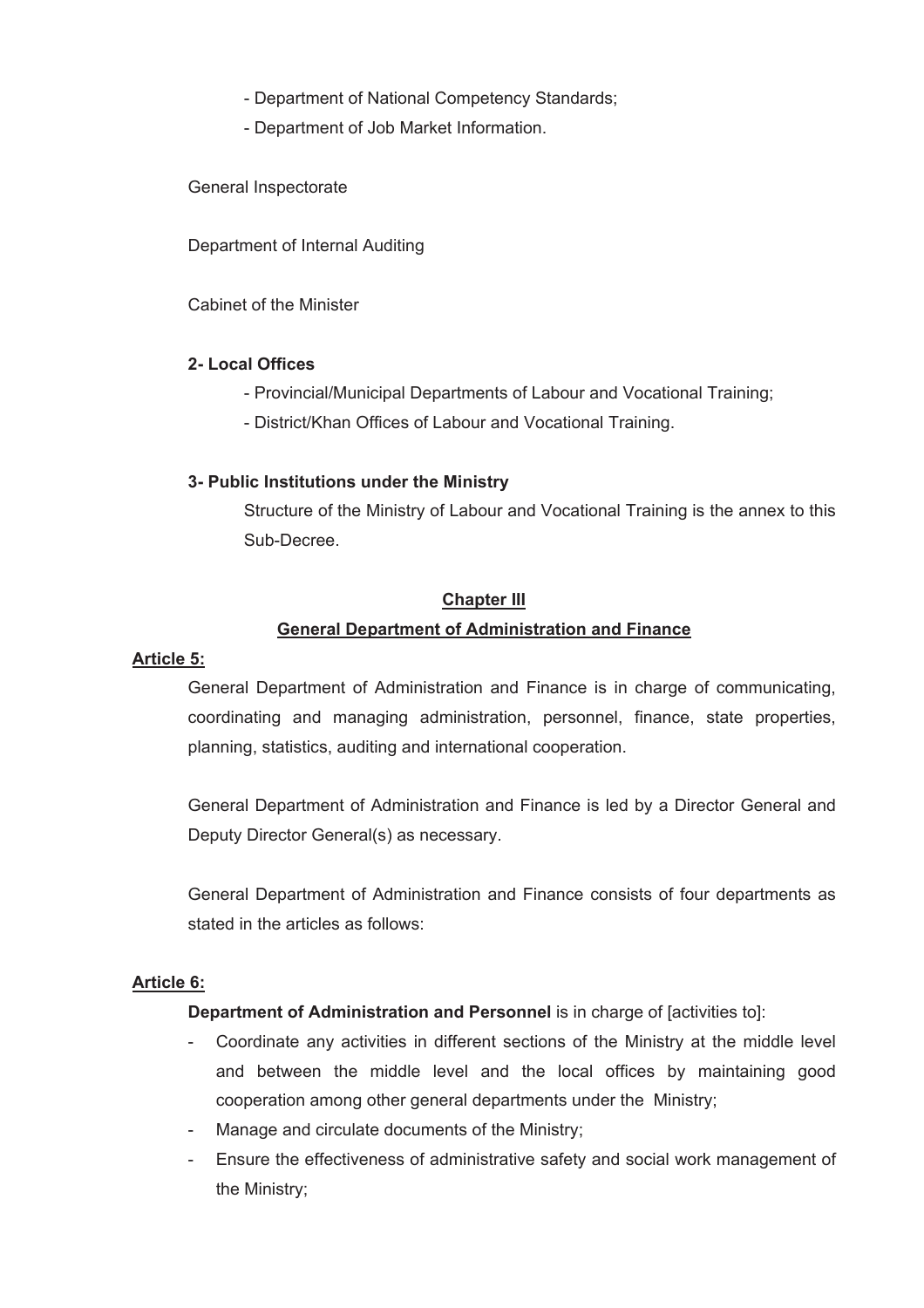- Department of National Competency Standards;
- Department of Job Market Information.

General Inspectorate

Department of Internal Auditing

Cabinet of the Minister

**2- Local Offices**

- Provincial/Municipal Departments of Labour and Vocational Training;
- District/Khan Offices of Labour and Vocational Training.

**3- Public Institutions under the Ministry**

Structure of the Ministry of Labour and Vocational Training is the annex to this Sub-Decree.

## Chapter III

## General Department of Administration and Finance

**Article 5:**

General Department of Administration and Finance is in charge of communicating, coordinating and managing administration, personnel, finance, state properties, planning, statistics, auditing and international cooperation.

General Department of Administration and Finance is led by a Director General and Deputy Director General(s) as necessary.

General Department of Administration and Finance consists of four departments as stated in the articles as follows:

**Article 6:**

**Department of Administration and Personnel** is in charge of [activities to]:

- Coordinate any activities in different sections of the Ministry at the middle level and between the middle level and the local offices by maintaining good cooperation among other general departments under the Ministry;
- Manage and circulate documents of the Ministry;
- Ensure the effectiveness of administrative safety and social work management of the Ministry;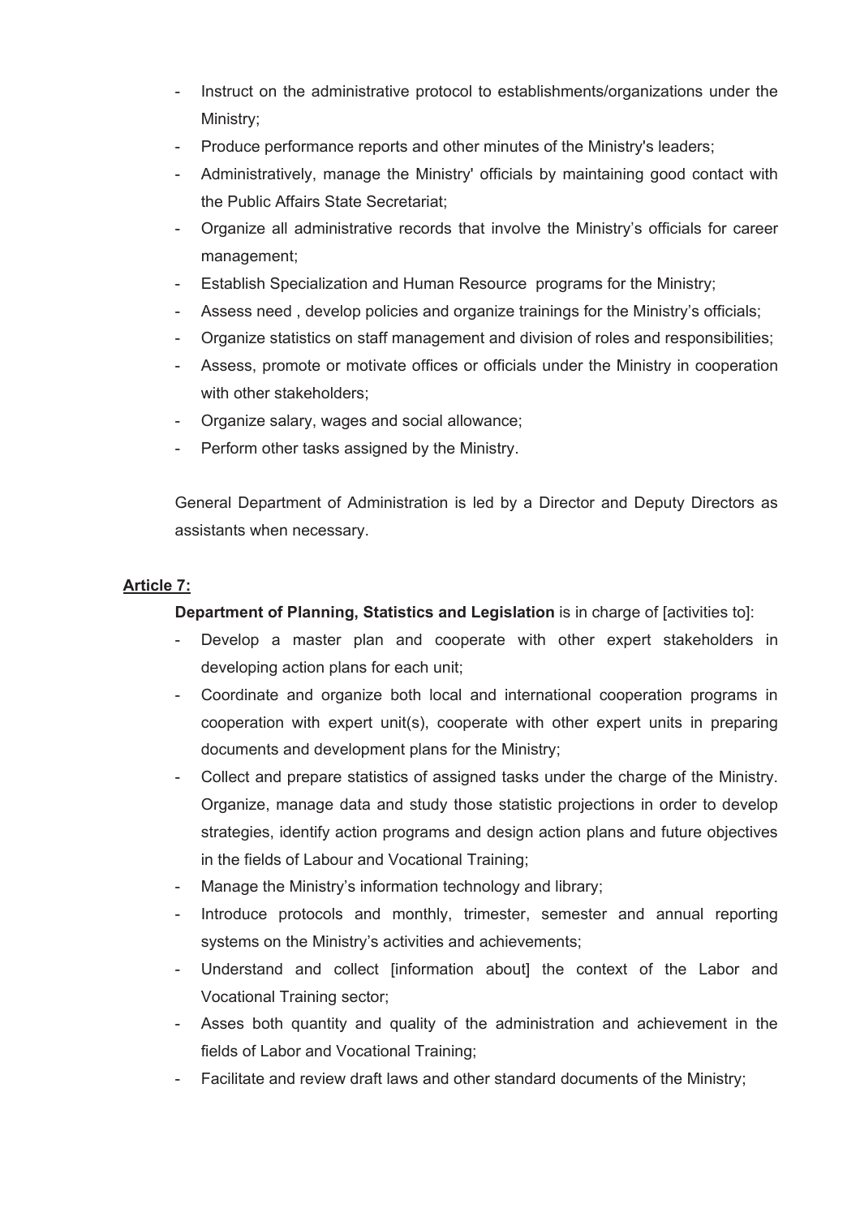- Instruct on the administrative protocol to establishments/organizations under the Ministry;
- Produce performance reports and other minutes of the Ministry's leaders;
- Administratively, manage the Ministry' officials by maintaining good contact with the Public Affairs State Secretariat;
- Organize all administrative records that involve the Ministry's officials for career management;
- Establish Specialization and Human Resource programs for the Ministry;
- Assess need , develop policies and organize trainings for the Ministry's officials;
- Organize statistics on staff management and division of roles and responsibilities;
- Assess, promote or motivate offices or officials under the Ministry in cooperation with other stakeholders;
- Organize salary, wages and social allowance;
- Perform other tasks assigned by the Ministry.

General Department of Administration is led by a Director and Deputy Directors as assistants when necessary.

**Article 7:**

**Department of Planning, Statistics and Legislation** is in charge of [activities to]:

- Develop a master plan and cooperate with other expert stakeholders in developing action plans for each unit;
- Coordinate and organize both local and international cooperation programs in cooperation with expert unit(s), cooperate with other expert units in preparing documents and development plans for the Ministry;
- Collect and prepare statistics of assigned tasks under the charge of the Ministry. Organize, manage data and study those statistic projections in order to develop strategies, identify action programs and design action plans and future objectives in the fields of Labour and Vocational Training;
- Manage the Ministry's information technology and library;
- Introduce protocols and monthly, trimester, semester and annual reporting systems on the Ministry's activities and achievements;
- Understand and collect [information about] the context of the Labor and Vocational Training sector;
- Asses both quantity and quality of the administration and achievement in the fields of Labor and Vocational Training;
- Facilitate and review draft laws and other standard documents of the Ministry;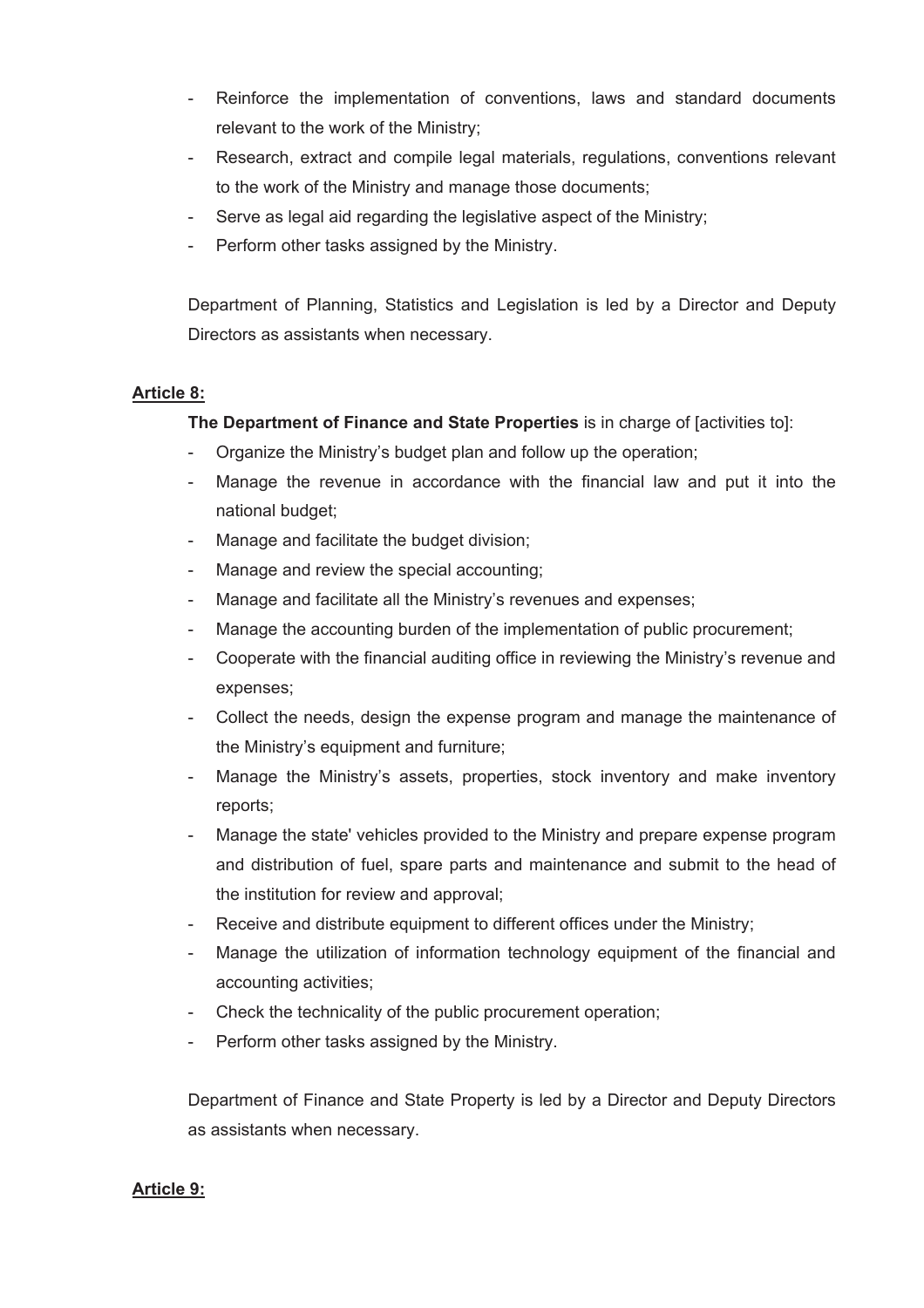- Reinforce the implementation of conventions, laws and standard documents relevant to the work of the Ministry;
- Research, extract and compile legal materials, regulations, conventions relevant to the work of the Ministry and manage those documents;
- Serve as legal aid regarding the legislative aspect of the Ministry;
- Perform other tasks assigned by the Ministry.

Department of Planning, Statistics and Legislation is led by a Director and Deputy Directors as assistants when necessary.

**Article 8:**

**The Department of Finance and State Properties** is in charge of [activities to]:

- Organize the Ministry's budget plan and follow up the operation;
- Manage the revenue in accordance with the financial law and put it into the national budget;
- Manage and facilitate the budget division;
- Manage and review the special accounting;
- Manage and facilitate all the Ministry's revenues and expenses;
- Manage the accounting burden of the implementation of public procurement;
- Cooperate with the financial auditing office in reviewing the Ministry's revenue and expenses;
- Collect the needs, design the expense program and manage the maintenance of the Ministry's equipment and furniture;
- Manage the Ministry's assets, properties, stock inventory and make inventory reports;
- Manage the state' vehicles provided to the Ministry and prepare expense program and distribution of fuel, spare parts and maintenance and submit to the head of the institution for review and approval;
- Receive and distribute equipment to different offices under the Ministry;
- Manage the utilization of information technology equipment of the financial and accounting activities;
- Check the technicality of the public procurement operation;
- Perform other tasks assigned by the Ministry.

Department of Finance and State Property is led by a Director and Deputy Directors as assistants when necessary.

**Article 9:**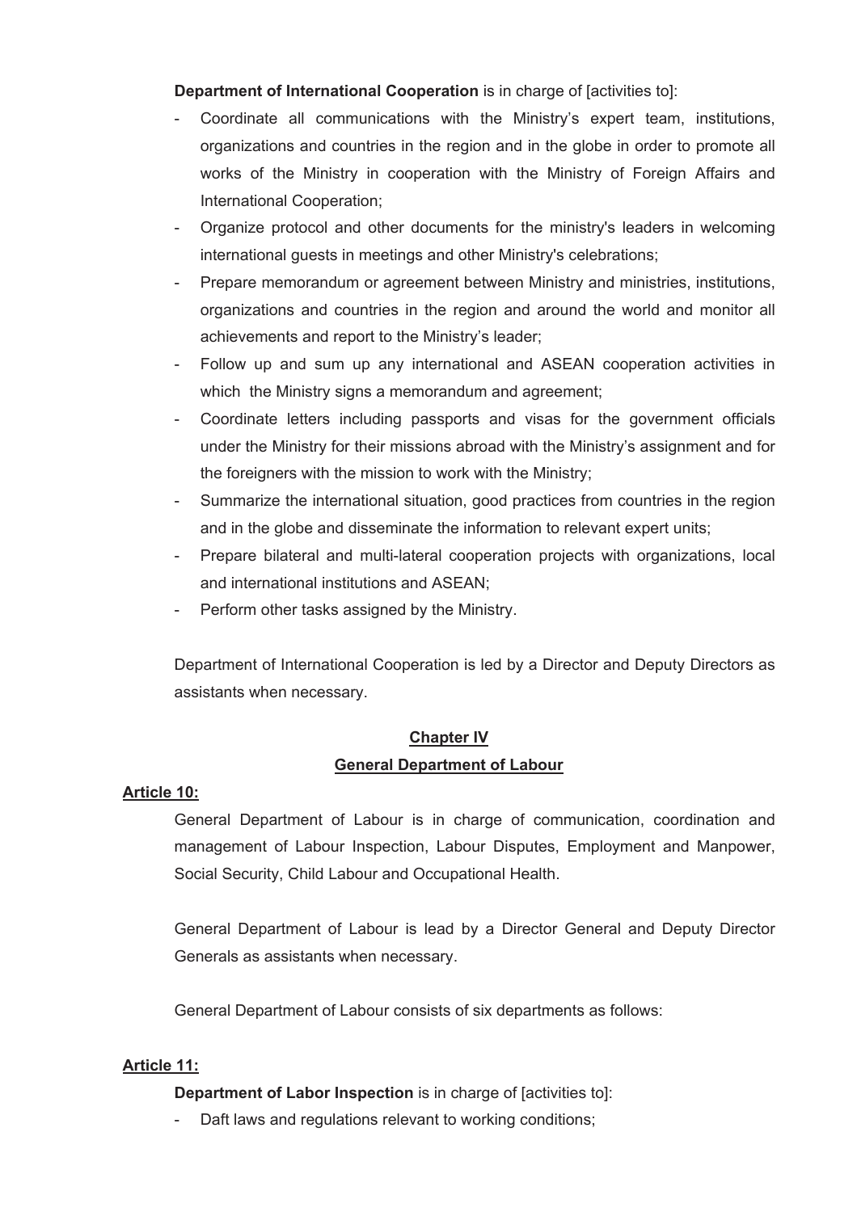**Department of International Cooperation** is in charge of [activities to]:

- Coordinate all communications with the Ministry's expert team, institutions, organizations and countries in the region and in the globe in order to promote all works of the Ministry in cooperation with the Ministry of Foreign Affairs and International Cooperation;
- Organize protocol and other documents for the ministry's leaders in welcoming international guests in meetings and other Ministry's celebrations;
- Prepare memorandum or agreement between Ministry and ministries, institutions, organizations and countries in the region and around the world and monitor all achievements and report to the Ministry's leader;
- Follow up and sum up any international and ASEAN cooperation activities in which the Ministry signs a memorandum and agreement;
- Coordinate letters including passports and visas for the government officials under the Ministry for their missions abroad with the Ministry's assignment and for the foreigners with the mission to work with the Ministry;
- Summarize the international situation, good practices from countries in the region and in the globe and disseminate the information to relevant expert units;
- Prepare bilateral and multi-lateral cooperation projects with organizations, local and international institutions and ASEAN;
- Perform other tasks assigned by the Ministry.

Department of International Cooperation is led by a Director and Deputy Directors as assistants when necessary.

## Chapter IV

## General Department of Labour

**Article 10:**

General Department of Labour is in charge of communication, coordination and management of Labour Inspection, Labour Disputes, Employment and Manpower, Social Security, Child Labour and Occupational Health.

General Department of Labour is lead by a Director General and Deputy Director Generals as assistants when necessary.

General Department of Labour consists of six departments as follows:

**Article 11:**

**Department of Labor Inspection** is in charge of [activities to]:

- Daft laws and regulations relevant to working conditions;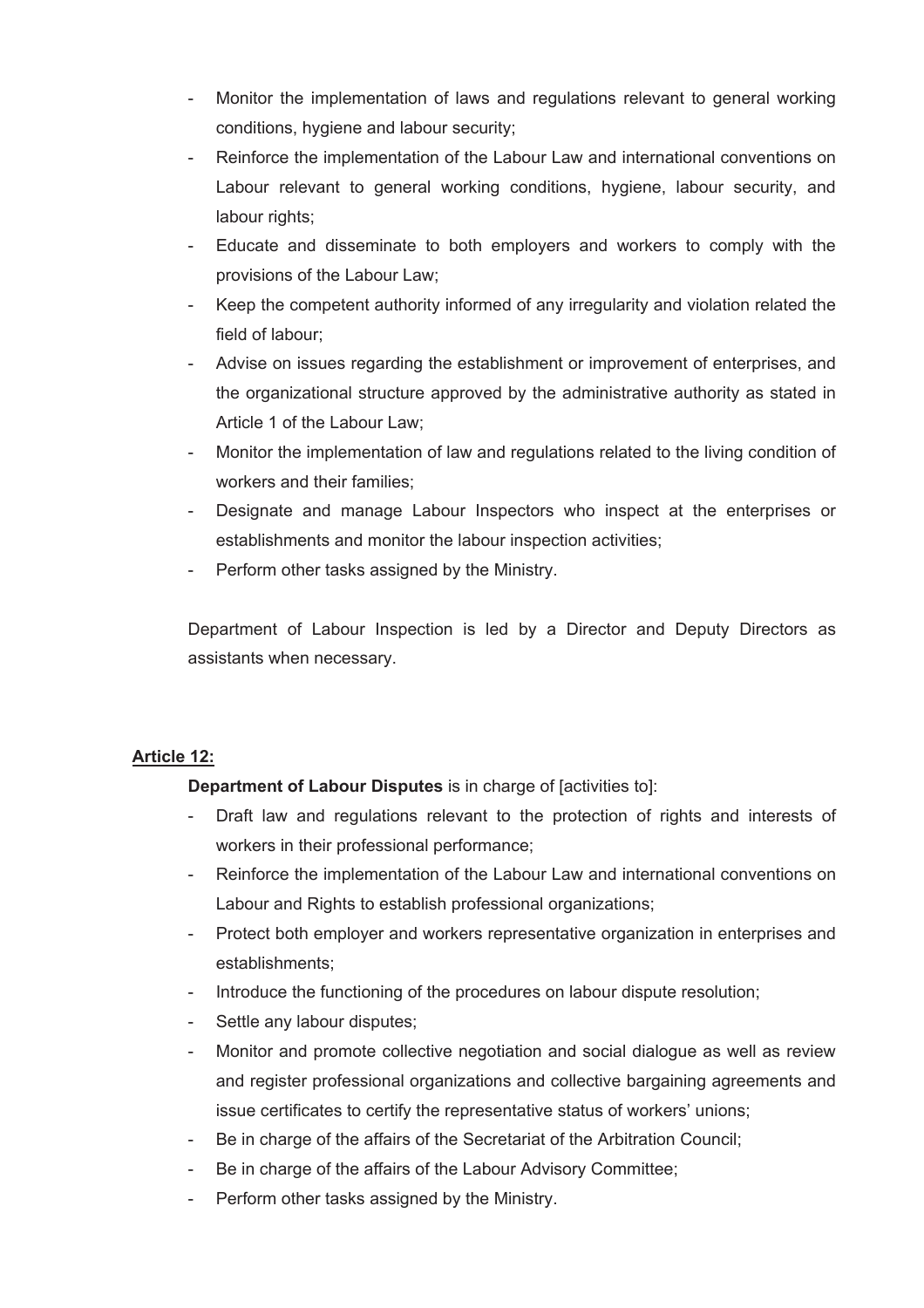- Monitor the implementation of laws and regulations relevant to general working conditions, hygiene and labour security;
- Reinforce the implementation of the Labour Law and international conventions on Labour relevant to general working conditions, hygiene, labour security, and labour rights;
- Educate and disseminate to both employers and workers to comply with the provisions of the Labour Law;
- Keep the competent authority informed of any irregularity and violation related the field of labour;
- Advise on issues regarding the establishment or improvement of enterprises, and the organizational structure approved by the administrative authority as stated in Article 1 of the Labour Law;
- Monitor the implementation of law and regulations related to the living condition of workers and their families;
- Designate and manage Labour Inspectors who inspect at the enterprises or establishments and monitor the labour inspection activities;
- Perform other tasks assigned by the Ministry.

Department of Labour Inspection is led by a Director and Deputy Directors as assistants when necessary.

**Article 12:**

**Department of Labour Disputes** is in charge of [activities to]:

- Draft law and regulations relevant to the protection of rights and interests of workers in their professional performance;
- Reinforce the implementation of the Labour Law and international conventions on Labour and Rights to establish professional organizations;
- Protect both employer and workers representative organization in enterprises and establishments;
- Introduce the functioning of the procedures on labour dispute resolution;
- Settle any labour disputes;
- Monitor and promote collective negotiation and social dialogue as well as review and register professional organizations and collective bargaining agreements and issue certificates to certify the representative status of workers' unions;
- Be in charge of the affairs of the Secretariat of the Arbitration Council;
- Be in charge of the affairs of the Labour Advisory Committee;
- Perform other tasks assigned by the Ministry.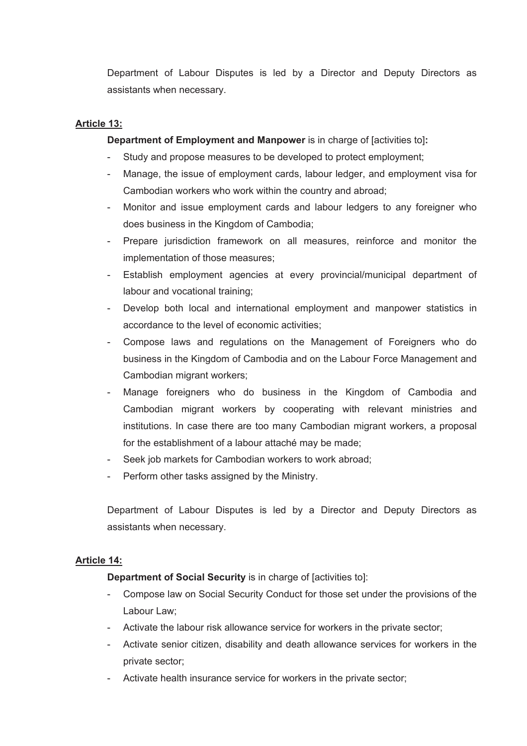Department of Labour Disputes is led by a Director and Deputy Directors as assistants when necessary.

**Article 13:**

**Department of Employment and Manpower** is in charge of [activities to]**:**

- Study and propose measures to be developed to protect employment;
- Manage, the issue of employment cards, labour ledger, and employment visa for Cambodian workers who work within the country and abroad;
- Monitor and issue employment cards and labour ledgers to any foreigner who does business in the Kingdom of Cambodia;
- Prepare jurisdiction framework on all measures, reinforce and monitor the implementation of those measures;
- Establish employment agencies at every provincial/municipal department of labour and vocational training;
- Develop both local and international employment and manpower statistics in accordance to the level of economic activities;
- Compose laws and regulations on the Management of Foreigners who do business in the Kingdom of Cambodia and on the Labour Force Management and Cambodian migrant workers;
- Manage foreigners who do business in the Kingdom of Cambodia and Cambodian migrant workers by cooperating with relevant ministries and institutions. In case there are too many Cambodian migrant workers, a proposal for the establishment of a labour attaché may be made;
- Seek job markets for Cambodian workers to work abroad;
- Perform other tasks assigned by the Ministry.

Department of Labour Disputes is led by a Director and Deputy Directors as assistants when necessary.

**Article 14:**

**Department of Social Security** is in charge of [activities to]:

- Compose law on Social Security Conduct for those set under the provisions of the Labour Law;
- Activate the labour risk allowance service for workers in the private sector;
- Activate senior citizen, disability and death allowance services for workers in the private sector;
- Activate health insurance service for workers in the private sector;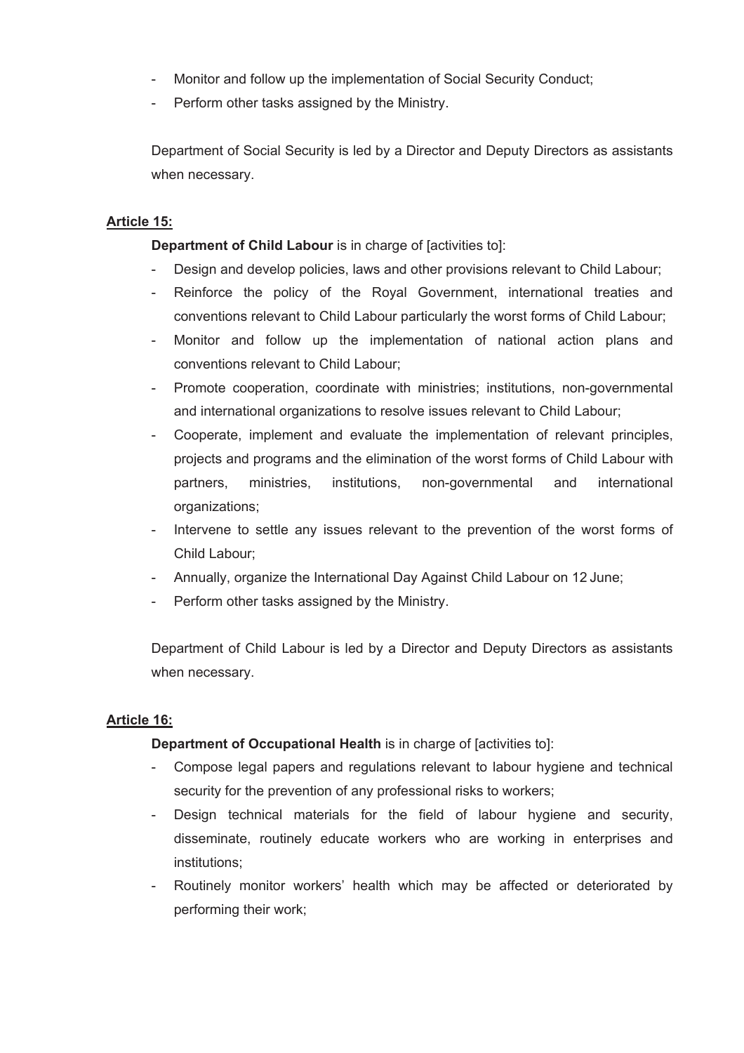- Monitor and follow up the implementation of Social Security Conduct;
- Perform other tasks assigned by the Ministry.

Department of Social Security is led by a Director and Deputy Directors as assistants when necessary.

**Article 15:**

**Department of Child Labour** is in charge of [activities to]:

- Design and develop policies, laws and other provisions relevant to Child Labour;
- Reinforce the policy of the Royal Government, international treaties and conventions relevant to Child Labour particularly the worst forms of Child Labour;
- Monitor and follow up the implementation of national action plans and conventions relevant to Child Labour;
- Promote cooperation, coordinate with ministries; institutions, non-governmental and international organizations to resolve issues relevant to Child Labour;
- Cooperate, implement and evaluate the implementation of relevant principles, projects and programs and the elimination of the worst forms of Child Labour with partners, ministries, institutions, non-governmental and international organizations;
- Intervene to settle any issues relevant to the prevention of the worst forms of Child Labour;
- Annually, organize the International Day Against Child Labour on 12 June;
- Perform other tasks assigned by the Ministry.

Department of Child Labour is led by a Director and Deputy Directors as assistants when necessary.

**Article 16:**

**Department of Occupational Health** is in charge of [activities to]:

- Compose legal papers and regulations relevant to labour hygiene and technical security for the prevention of any professional risks to workers;
- Design technical materials for the field of labour hygiene and security, disseminate, routinely educate workers who are working in enterprises and institutions;
- Routinely monitor workers' health which may be affected or deteriorated by performing their work;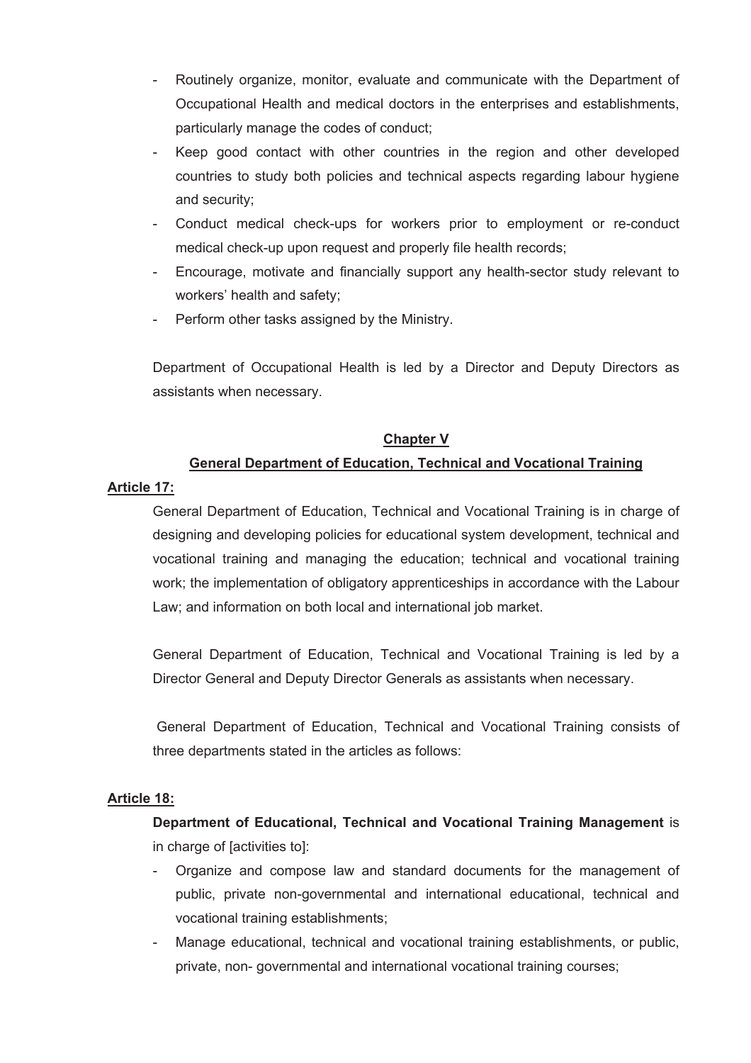- Routinely organize, monitor, evaluate and communicate with the Department of Occupational Health and medical doctors in the enterprises and establishments, particularly manage the codes of conduct;
- Keep good contact with other countries in the region and other developed countries to study both policies and technical aspects regarding labour hygiene and security;
- Conduct medical check-ups for workers prior to employment or re-conduct medical check-up upon request and properly file health records;
- Encourage, motivate and financially support any health-sector study relevant to workers' health and safety;
- Perform other tasks assigned by the Ministry.

Department of Occupational Health is led by a Director and Deputy Directors as assistants when necessary.

## Chapter V

## General Department of Education, Technical and Vocational Training

**Article 17:**

General Department of Education, Technical and Vocational Training is in charge of designing and developing policies for educational system development, technical and vocational training and managing the education; technical and vocational training work; the implementation of obligatory apprenticeships in accordance with the Labour Law; and information on both local and international job market.

General Department of Education, Technical and Vocational Training is led by a Director General and Deputy Director Generals as assistants when necessary.

General Department of Education, Technical and Vocational Training consists of three departments stated in the articles as follows:

**Article 18:**

**Department of Educational, Technical and Vocational Training Management** is in charge of [activities to]:

- Organize and compose law and standard documents for the management of public, private non-governmental and international educational, technical and vocational training establishments;
- Manage educational, technical and vocational training establishments, or public, private, non- governmental and international vocational training courses;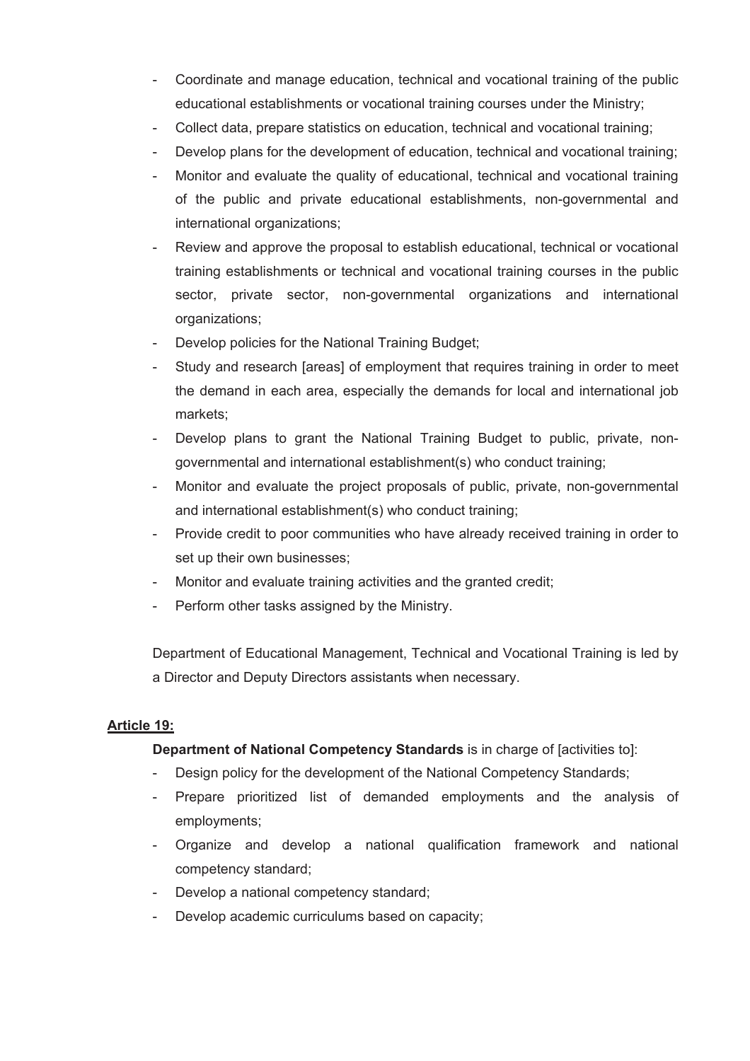- Coordinate and manage education, technical and vocational training of the public educational establishments or vocational training courses under the Ministry;
- Collect data, prepare statistics on education, technical and vocational training;
- Develop plans for the development of education, technical and vocational training;
- Monitor and evaluate the quality of educational, technical and vocational training of the public and private educational establishments, non-governmental and international organizations;
- Review and approve the proposal to establish educational, technical or vocational training establishments or technical and vocational training courses in the public sector, private sector, non-governmental organizations and international organizations;
- Develop policies for the National Training Budget;
- Study and research [areas] of employment that requires training in order to meet the demand in each area, especially the demands for local and international job markets;
- Develop plans to grant the National Training Budget to public, private, non-governmental and international establishment(s) who conduct training;
- Monitor and evaluate the project proposals of public, private, non-governmental and international establishment(s) who conduct training;
- Provide credit to poor communities who have already received training in order to set up their own businesses;
- Monitor and evaluate training activities and the granted credit;
- Perform other tasks assigned by the Ministry.

Department of Educational Management, Technical and Vocational Training is led by a Director and Deputy Directors assistants when necessary.

**Article 19:**

**Department of National Competency Standards** is in charge of [activities to]:

- Design policy for the development of the National Competency Standards;
- Prepare prioritized list of demanded employments and the analysis of employments;
- Organize and develop a national qualification framework and national competency standard;
- Develop a national competency standard;
- Develop academic curriculums based on capacity;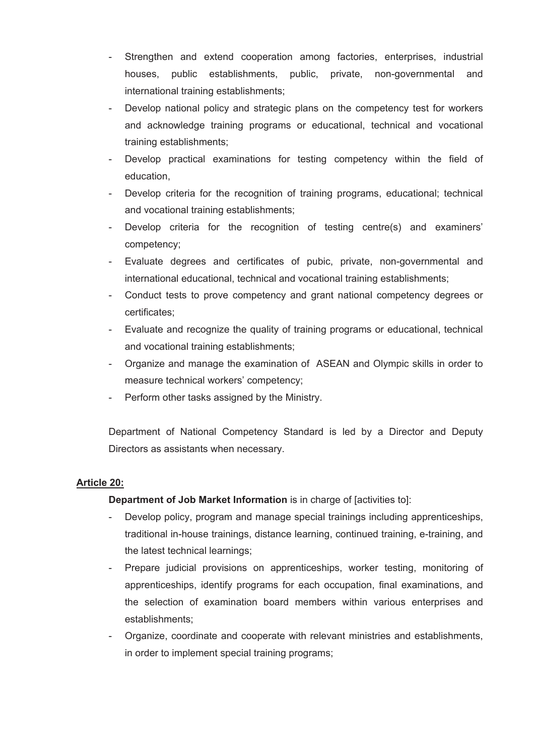- Strengthen and extend cooperation among factories, enterprises, industrial houses, public establishments, public, private, non-governmental and international training establishments;
- Develop national policy and strategic plans on the competency test for workers and acknowledge training programs or educational, technical and vocational training establishments;
- Develop practical examinations for testing competency within the field of education,
- Develop criteria for the recognition of training programs, educational; technical and vocational training establishments;
- Develop criteria for the recognition of testing centre(s) and examiners' competency;
- Evaluate degrees and certificates of pubic, private, non-governmental and international educational, technical and vocational training establishments;
- Conduct tests to prove competency and grant national competency degrees or certificates;
- Evaluate and recognize the quality of training programs or educational, technical and vocational training establishments;
- Organize and manage the examination of ASEAN and Olympic skills in order to measure technical workers' competency;
- Perform other tasks assigned by the Ministry.

Department of National Competency Standard is led by a Director and Deputy Directors as assistants when necessary.

**Article 20:**

**Department of Job Market Information** is in charge of [activities to]:

- Develop policy, program and manage special trainings including apprenticeships, traditional in-house trainings, distance learning, continued training, e-training, and the latest technical learnings;
- Prepare judicial provisions on apprenticeships, worker testing, monitoring of apprenticeships, identify programs for each occupation, final examinations, and the selection of examination board members within various enterprises and establishments;
- Organize, coordinate and cooperate with relevant ministries and establishments, in order to implement special training programs;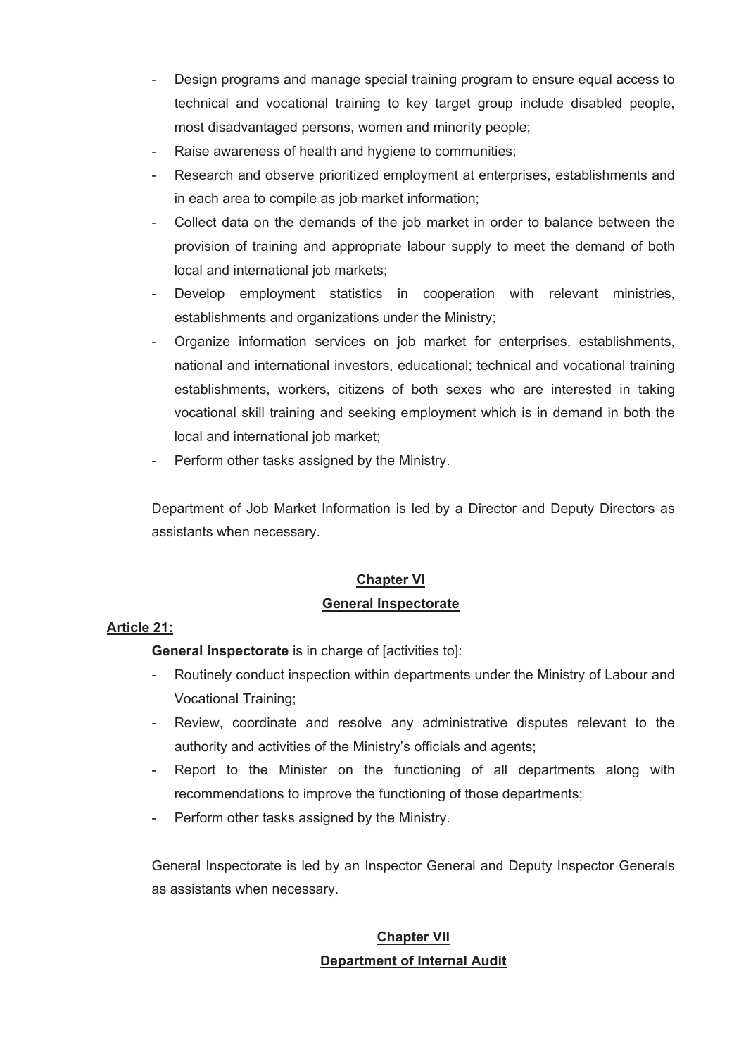- Design programs and manage special training program to ensure equal access to technical and vocational training to key target group include disabled people, most disadvantaged persons, women and minority people;
- Raise awareness of health and hygiene to communities;
- Research and observe prioritized employment at enterprises, establishments and in each area to compile as job market information;
- Collect data on the demands of the job market in order to balance between the provision of training and appropriate labour supply to meet the demand of both local and international job markets;
- Develop employment statistics in cooperation with relevant ministries, establishments and organizations under the Ministry;
- Organize information services on job market for enterprises, establishments, national and international investors, educational; technical and vocational training establishments, workers, citizens of both sexes who are interested in taking vocational skill training and seeking employment which is in demand in both the local and international job market;
- Perform other tasks assigned by the Ministry.

Department of Job Market Information is led by a Director and Deputy Directors as assistants when necessary.

## Chapter VI

## General Inspectorate

**Article 21:**

**General Inspectorate** is in charge of [activities to]:

- Routinely conduct inspection within departments under the Ministry of Labour and Vocational Training;
- Review, coordinate and resolve any administrative disputes relevant to the authority and activities of the Ministry's officials and agents;
- Report to the Minister on the functioning of all departments along with recommendations to improve the functioning of those departments;
- Perform other tasks assigned by the Ministry.

General Inspectorate is led by an Inspector General and Deputy Inspector Generals as assistants when necessary.

## Chapter VII

## Department of Internal Audit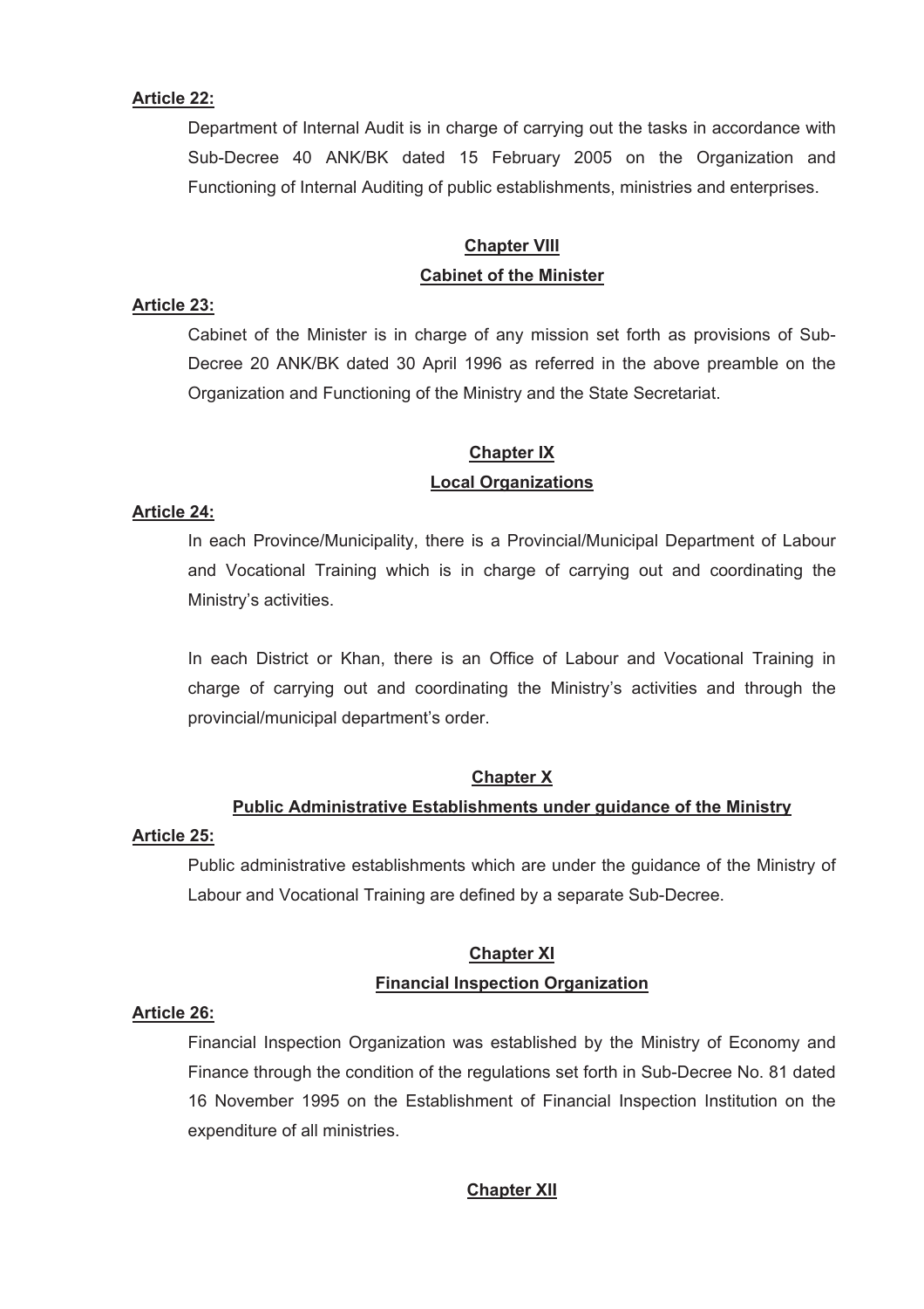**Article 22:**

Department of Internal Audit is in charge of carrying out the tasks in accordance with Sub-Decree 40 ANK/BK dated 15 February 2005 on the Organization and Functioning of Internal Auditing of public establishments, ministries and enterprises.

## Chapter VIII
## Cabinet of the Minister

**Article 23:**

Cabinet of the Minister is in charge of any mission set forth as provisions of Sub-Decree 20 ANK/BK dated 30 April 1996 as referred in the above preamble on the Organization and Functioning of the Ministry and the State Secretariat.

## Chapter IX
## Local Organizations

**Article 24:**

In each Province/Municipality, there is a Provincial/Municipal Department of Labour and Vocational Training which is in charge of carrying out and coordinating the Ministry's activities.

In each District or Khan, there is an Office of Labour and Vocational Training in charge of carrying out and coordinating the Ministry's activities and through the provincial/municipal department's order.

## Chapter X
## Public Administrative Establishments under guidance of the Ministry

**Article 25:**

Public administrative establishments which are under the guidance of the Ministry of Labour and Vocational Training are defined by a separate Sub-Decree.

## Chapter XI
## Financial Inspection Organization

**Article 26:**

Financial Inspection Organization was established by the Ministry of Economy and Finance through the condition of the regulations set forth in Sub-Decree No. 81 dated 16 November 1995 on the Establishment of Financial Inspection Institution on the expenditure of all ministries.

## Chapter XII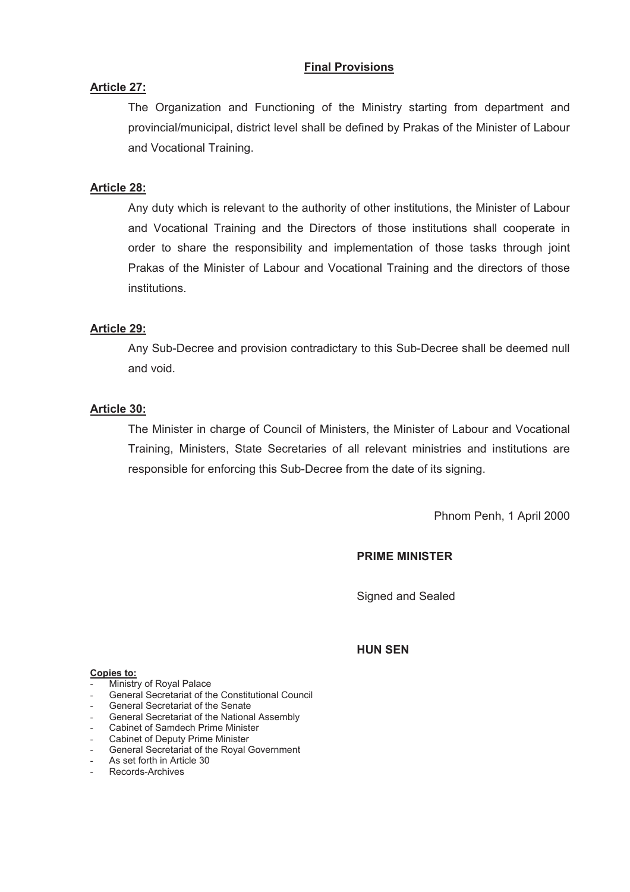## Final Provisions

**Article 27:**

The Organization and Functioning of the Ministry starting from department and provincial/municipal, district level shall be defined by Prakas of the Minister of Labour and Vocational Training.

**Article 28:**

Any duty which is relevant to the authority of other institutions, the Minister of Labour and Vocational Training and the Directors of those institutions shall cooperate in order to share the responsibility and implementation of those tasks through joint Prakas of the Minister of Labour and Vocational Training and the directors of those institutions.

**Article 29:**

Any Sub-Decree and provision contradictary to this Sub-Decree shall be deemed null and void.

**Article 30:**

The Minister in charge of Council of Ministers, the Minister of Labour and Vocational Training, Ministers, State Secretaries of all relevant ministries and institutions are responsible for enforcing this Sub-Decree from the date of its signing.

Phnom Penh, 1 April 2000

**PRIME MINISTER**

Signed and Sealed

**HUN SEN**

**Copies to:**

- Ministry of Royal Palace
- General Secretariat of the Constitutional Council
- General Secretariat of the Senate
- General Secretariat of the National Assembly
- Cabinet of Samdech Prime Minister
- Cabinet of Deputy Prime Minister
- General Secretariat of the Royal Government
- As set forth in Article 30
- Records-Archives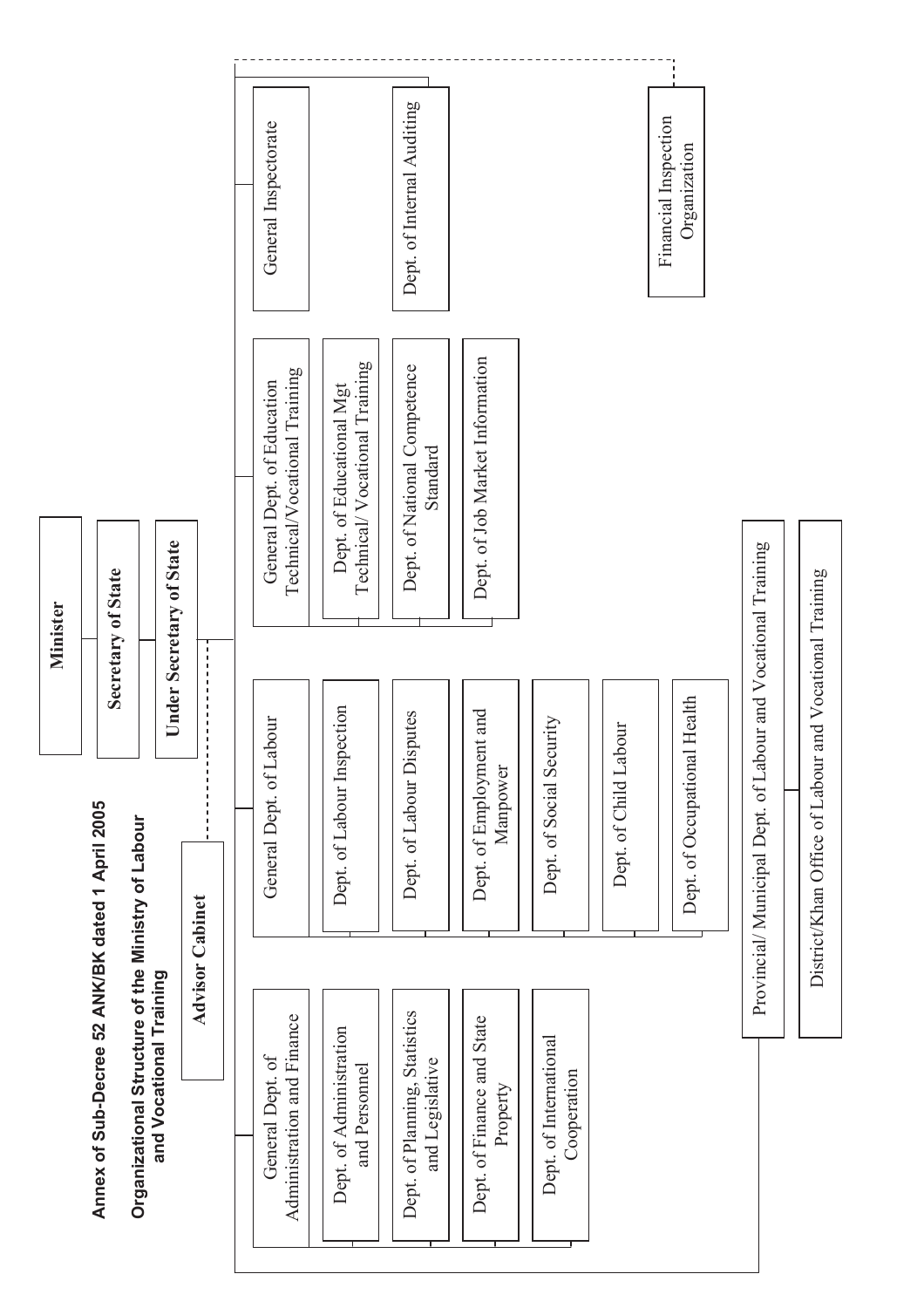**Annex of Sub-Decree 52 ANK/BK dated 1 April 2005**

**Organizational Structure of the Ministry of Labour and Vocational Training**

**Minister**

**Secretary of State**

**Under Secretary of State**

**Advisor Cabinet**

General Dept. of Administration and Finance
- Dept. of Administration and Personnel
- Dept. of Planning, Statistics and Legislative
- Dept. of Finance and State Property
- Dept. of International Cooperation

General Dept. of Labour
- Dept. of Labour Inspection
- Dept. of Labour Disputes
- Dept. of Employment and Manpower
- Dept. of Social Security
- Dept. of Child Labour
- Dept. of Occupational Health

General Dept. of Education Technical/Vocational Training
- Dept. of Educational Mgt Technical/ Vocational Training
- Dept. of National Competence Standard
- Dept. of Job Market Information

General Inspectorate

Dept. of Internal Auditing

Financial Inspection Organization

Provincial/ Municipal Dept. of Labour and Vocational Training
- District/Khan Office of Labour and Vocational Training